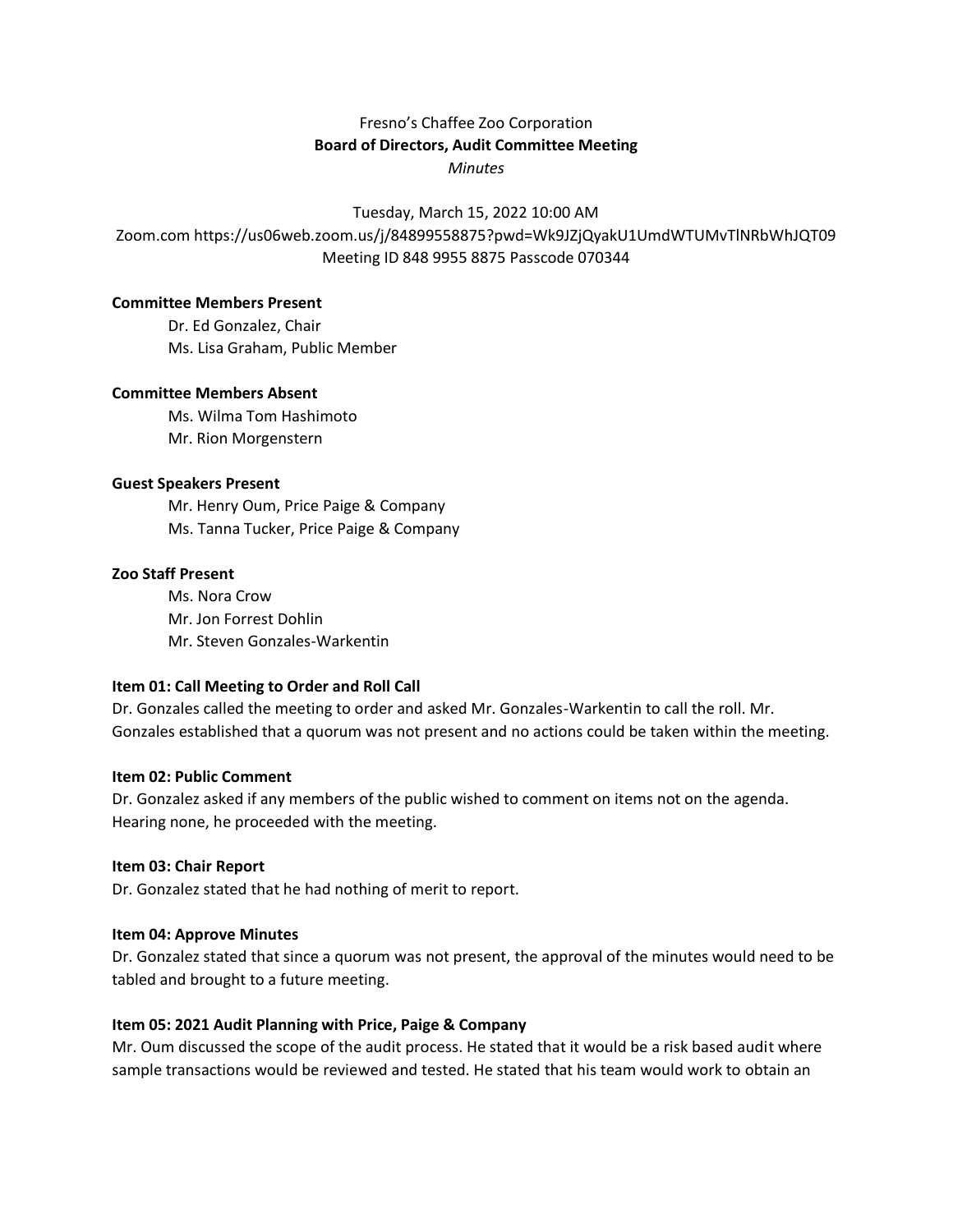Fresno's Chaffee Zoo Corporation

**Board of Directors, Audit Committee Meeting**

*Minutes*

Tuesday, March 15, 2022 10:00 AM

Zoom.com https://us06web.zoom.us/j/84899558875?pwd=Wk9JZjQyakU1UmdWTUMvTlNRbWhJQT09

Meeting ID 848 9955 8875 Passcode 070344

**Committee Members Present**

Dr. Ed Gonzalez, Chair
Ms. Lisa Graham, Public Member

**Committee Members Absent**

Ms. Wilma Tom Hashimoto
Mr. Rion Morgenstern

**Guest Speakers Present**

Mr. Henry Oum, Price Paige & Company
Ms. Tanna Tucker, Price Paige & Company

**Zoo Staff Present**

Ms. Nora Crow
Mr. Jon Forrest Dohlin
Mr. Steven Gonzales-Warkentin

**Item 01: Call Meeting to Order and Roll Call**

Dr. Gonzales called the meeting to order and asked Mr. Gonzales-Warkentin to call the roll. Mr. Gonzales established that a quorum was not present and no actions could be taken within the meeting.

**Item 02: Public Comment**

Dr. Gonzalez asked if any members of the public wished to comment on items not on the agenda. Hearing none, he proceeded with the meeting.

**Item 03: Chair Report**

Dr. Gonzalez stated that he had nothing of merit to report.

**Item 04: Approve Minutes**

Dr. Gonzalez stated that since a quorum was not present, the approval of the minutes would need to be tabled and brought to a future meeting.

**Item 05: 2021 Audit Planning with Price, Paige & Company**

Mr. Oum discussed the scope of the audit process. He stated that it would be a risk based audit where sample transactions would be reviewed and tested. He stated that his team would work to obtain an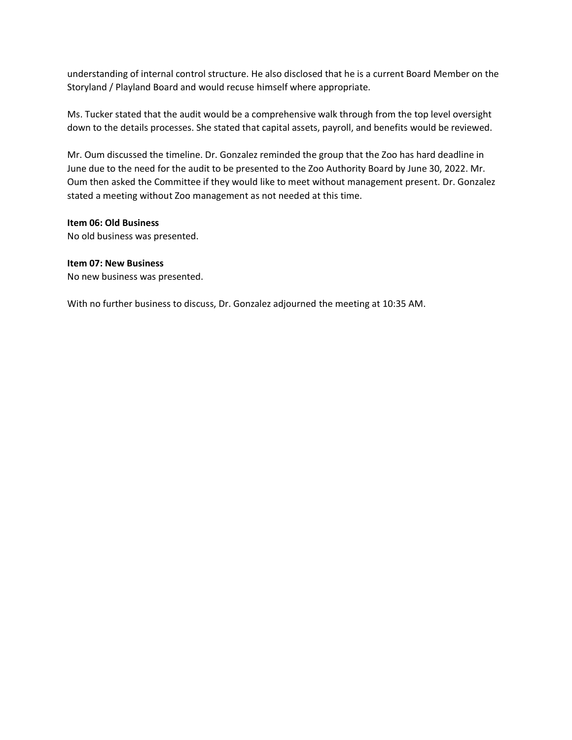understanding of internal control structure. He also disclosed that he is a current Board Member on the Storyland / Playland Board and would recuse himself where appropriate.

Ms. Tucker stated that the audit would be a comprehensive walk through from the top level oversight down to the details processes. She stated that capital assets, payroll, and benefits would be reviewed.

Mr. Oum discussed the timeline. Dr. Gonzalez reminded the group that the Zoo has hard deadline in June due to the need for the audit to be presented to the Zoo Authority Board by June 30, 2022. Mr. Oum then asked the Committee if they would like to meet without management present. Dr. Gonzalez stated a meeting without Zoo management as not needed at this time.

**Item 06: Old Business**
No old business was presented.

**Item 07: New Business**
No new business was presented.

With no further business to discuss, Dr. Gonzalez adjourned the meeting at 10:35 AM.